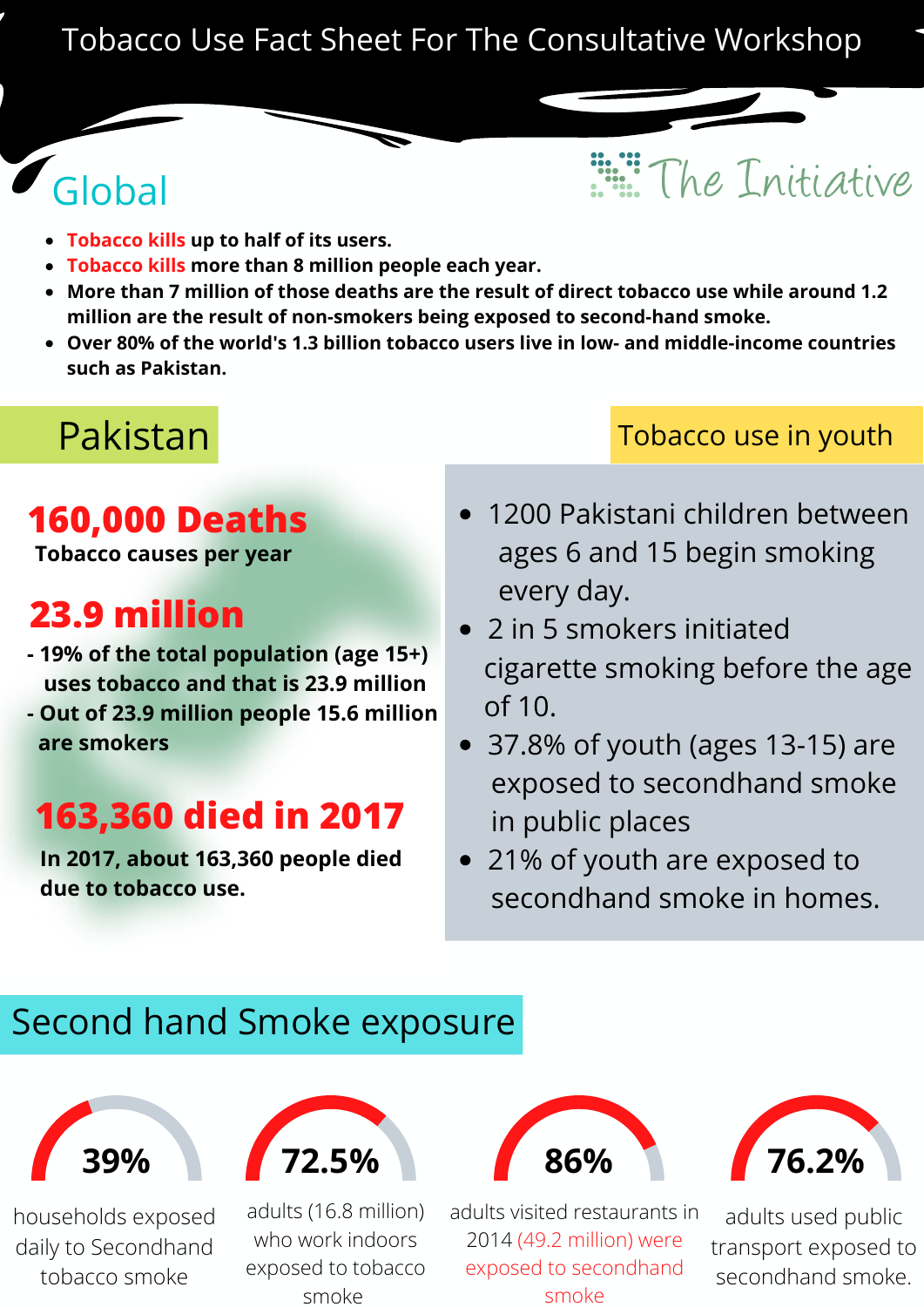# Tobacco Use Fact Sheet For The Consultative Workshop

The Initiative

## Global

- **Tobacco kills up to half of its users.**
- **Tobacco kills more than 8 million people each year.**
- **More than 7 million of those deaths are the result of direct tobacco use while around 1.2 million are the result of non-smokers being exposed to second-hand smoke.**
- **Over 80% of the world's 1.3 billion tobacco users live in low- and middle-income countries such as Pakistan.**

## Pakistan

**160,000 Deaths**

**Tobacco causes per year**

**23.9 million**

**- 19% of the total population (age 15+) uses tobacco and that is 23.9 million**

**- Out of 23.9 million people 15.6 million are smokers**

**163,360 died in 2017**

**In 2017, about 163,360 people died due to tobacco use.**

## Tobacco use in youth

- 1200 Pakistani children between ages 6 and 15 begin smoking every day.
- 2 in 5 smokers initiated cigarette smoking before the age of 10.
- 37.8% of youth (ages 13-15) are exposed to secondhand smoke in public places
- 21% of youth are exposed to secondhand smoke in homes.

## Second hand Smoke exposure

**39%**

households exposed daily to Secondhand tobacco smoke

**72.5%**

adults (16.8 million) who work indoors exposed to tobacco smoke

**86%**

adults visited restaurants in 2014 (49.2 million) were exposed to secondhand smoke

**76.2%**

adults used public transport exposed to secondhand smoke.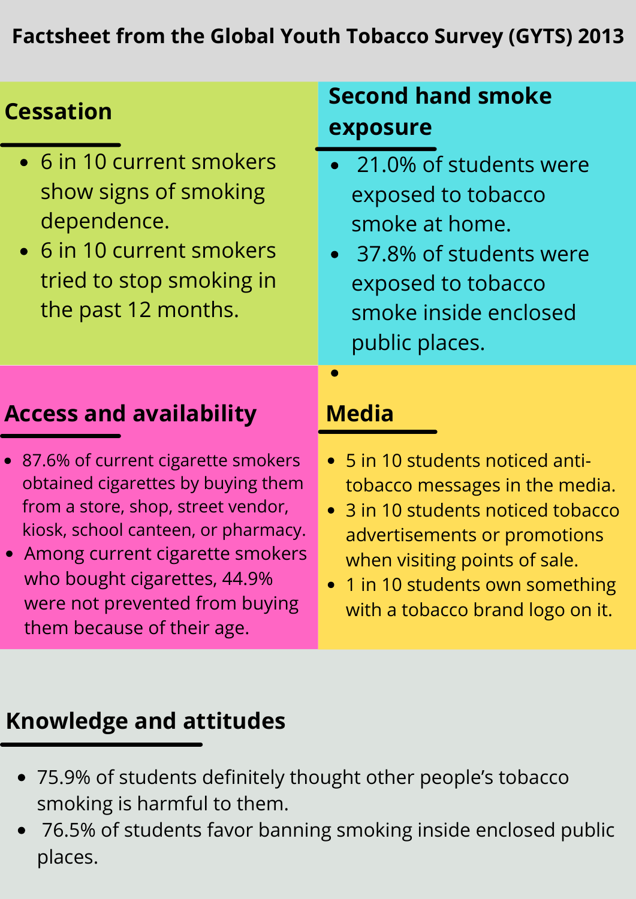# Factsheet from the Global Youth Tobacco Survey (GYTS) 2013

## Cessation

- 6 in 10 current smokers show signs of smoking dependence.
- 6 in 10 current smokers tried to stop smoking in the past 12 months.

## Second hand smoke exposure

- 21.0% of students were exposed to tobacco smoke at home.
- 37.8% of students were exposed to tobacco smoke inside enclosed public places.

## Access and availability

- 87.6% of current cigarette smokers obtained cigarettes by buying them from a store, shop, street vendor, kiosk, school canteen, or pharmacy.
- Among current cigarette smokers who bought cigarettes, 44.9% were not prevented from buying them because of their age.

## Media

- 5 in 10 students noticed anti-tobacco messages in the media.
- 3 in 10 students noticed tobacco advertisements or promotions when visiting points of sale.
- 1 in 10 students own something with a tobacco brand logo on it.

## Knowledge and attitudes

- 75.9% of students definitely thought other people's tobacco smoking is harmful to them.
- 76.5% of students favor banning smoking inside enclosed public places.